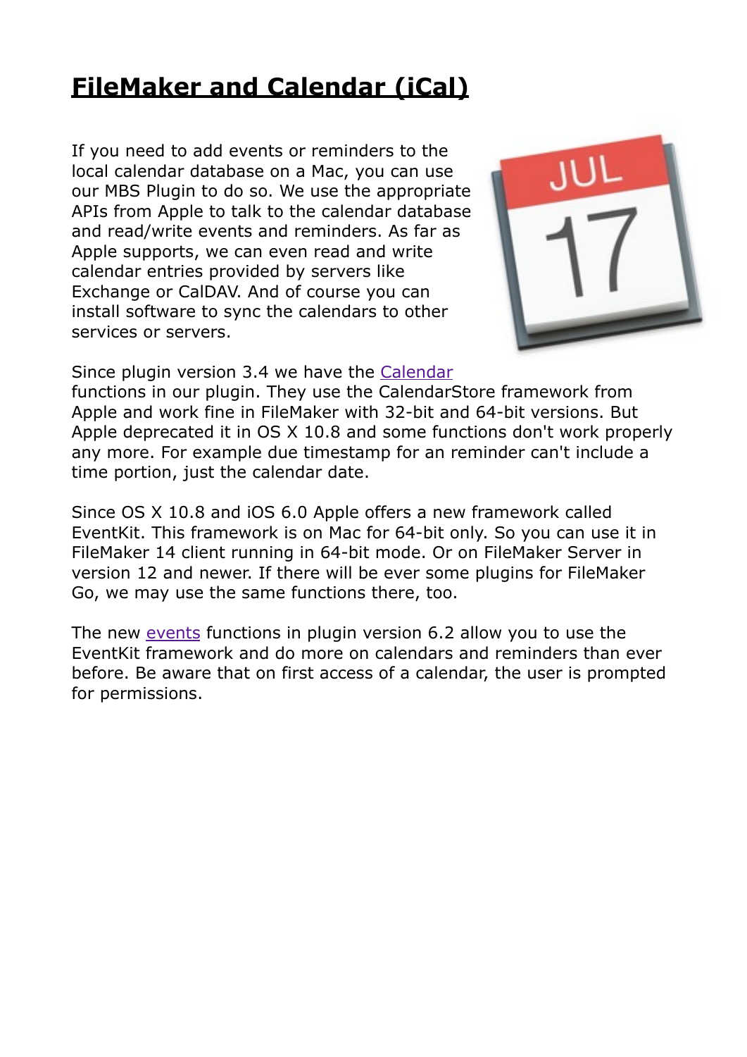# FileMaker and Calendar (iCal)

If you need to add events or reminders to the local calendar database on a Mac, you can use our MBS Plugin to do so. We use the appropriate APIs from Apple to talk to the calendar database and read/write events and reminders. As far as Apple supports, we can even read and write calendar entries provided by servers like Exchange or CalDAV. And of course you can install software to sync the calendars to other services or servers.

Since plugin version 3.4 we have the Calendar functions in our plugin. They use the CalendarStore framework from Apple and work fine in FileMaker with 32-bit and 64-bit versions. But Apple deprecated it in OS X 10.8 and some functions don't work properly any more. For example due timestamp for an reminder can't include a time portion, just the calendar date.

Since OS X 10.8 and iOS 6.0 Apple offers a new framework called EventKit. This framework is on Mac for 64-bit only. So you can use it in FileMaker 14 client running in 64-bit mode. Or on FileMaker Server in version 12 and newer. If there will be ever some plugins for FileMaker Go, we may use the same functions there, too.

The new events functions in plugin version 6.2 allow you to use the EventKit framework and do more on calendars and reminders than ever before. Be aware that on first access of a calendar, the user is prompted for permissions.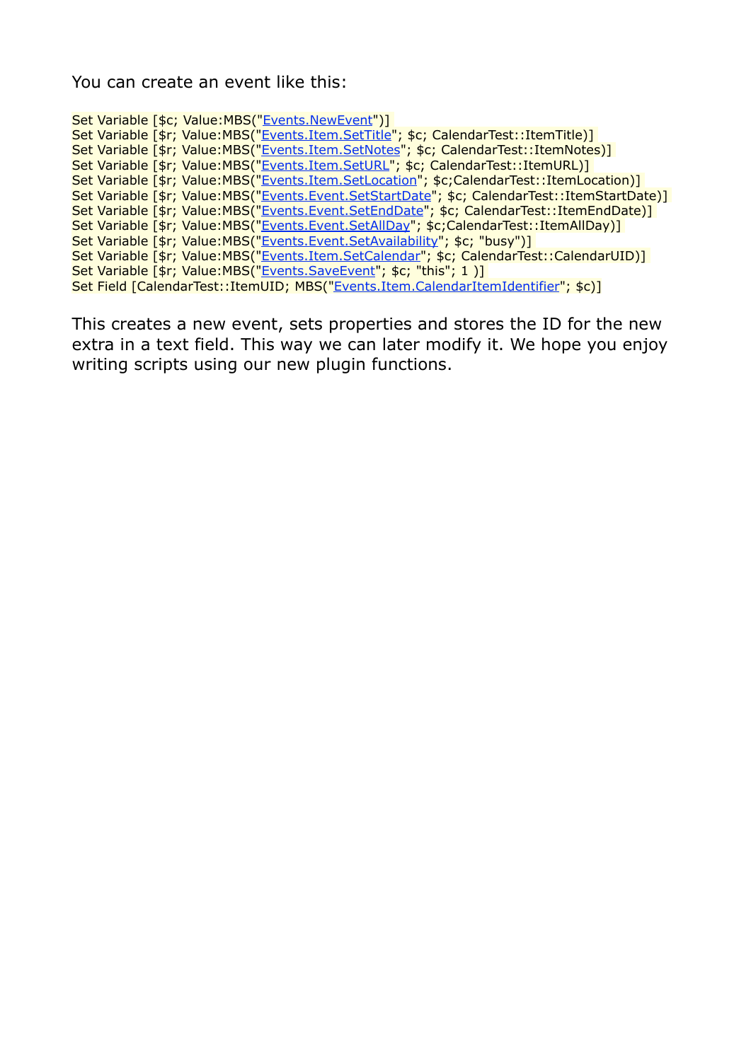You can create an event like this:

```
Set Variable [$c; Value:MBS("Events.NewEvent")]
Set Variable [$r; Value:MBS("Events.Item.SetTitle"; $c; CalendarTest::ItemTitle)]
Set Variable [$r; Value:MBS("Events.Item.SetNotes"; $c; CalendarTest::ItemNotes)]
Set Variable [$r; Value:MBS("Events.Item.SetURL"; $c; CalendarTest::ItemURL)]
Set Variable [$r; Value:MBS("Events.Item.SetLocation"; $c;CalendarTest::ItemLocation)]
Set Variable [$r; Value:MBS("Events.Event.SetStartDate"; $c; CalendarTest::ItemStartDate)]
Set Variable [$r; Value:MBS("Events.Event.SetEndDate"; $c; CalendarTest::ItemEndDate)]
Set Variable [$r; Value:MBS("Events.Event.SetAllDay"; $c;CalendarTest::ItemAllDay)]
Set Variable [$r; Value:MBS("Events.Event.SetAvailability"; $c; "busy")]
Set Variable [$r; Value:MBS("Events.Item.SetCalendar"; $c; CalendarTest::CalendarUID)]
Set Variable [$r; Value:MBS("Events.SaveEvent"; $c; "this"; 1 )]
Set Field [CalendarTest::ItemUID; MBS("Events.Item.CalendarItemIdentifier"; $c)]
```

This creates a new event, sets properties and stores the ID for the new extra in a text field. This way we can later modify it. We hope you enjoy writing scripts using our new plugin functions.